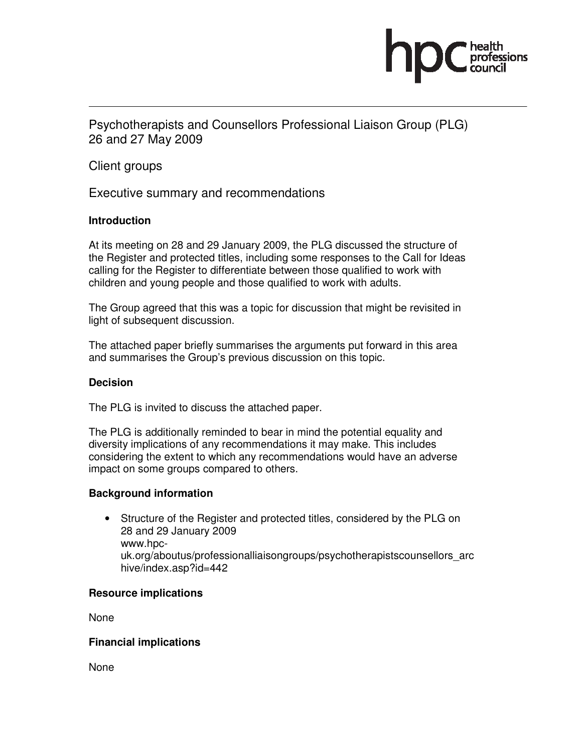Psychotherapists and Counsellors Professional Liaison Group (PLG) 26 and 27 May 2009

Client groups

Executive summary and recommendations

**Introduction**

At its meeting on 28 and 29 January 2009, the PLG discussed the structure of the Register and protected titles, including some responses to the Call for Ideas calling for the Register to differentiate between those qualified to work with children and young people and those qualified to work with adults.

The Group agreed that this was a topic for discussion that might be revisited in light of subsequent discussion.

The attached paper briefly summarises the arguments put forward in this area and summarises the Group's previous discussion on this topic.

**Decision**

The PLG is invited to discuss the attached paper.

The PLG is additionally reminded to bear in mind the potential equality and diversity implications of any recommendations it may make. This includes considering the extent to which any recommendations would have an adverse impact on some groups compared to others.

**Background information**

- Structure of the Register and protected titles, considered by the PLG on 28 and 29 January 2009
  www.hpc-uk.org/aboutus/professionalliaisongroups/psychotherapistscounsellors_archive/index.asp?id=442

**Resource implications**

None

**Financial implications**

None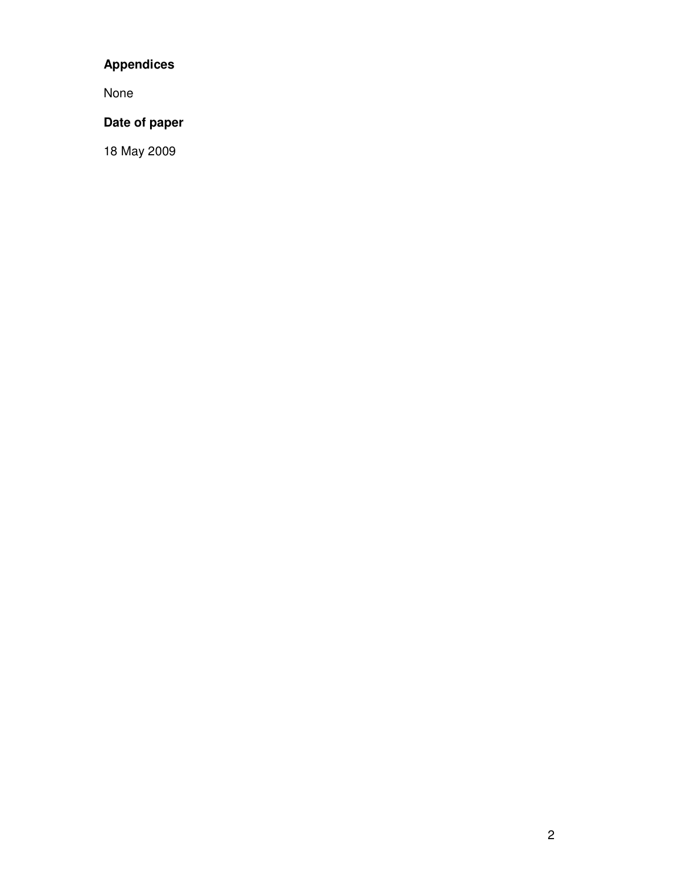**Appendices**

None

**Date of paper**

18 May 2009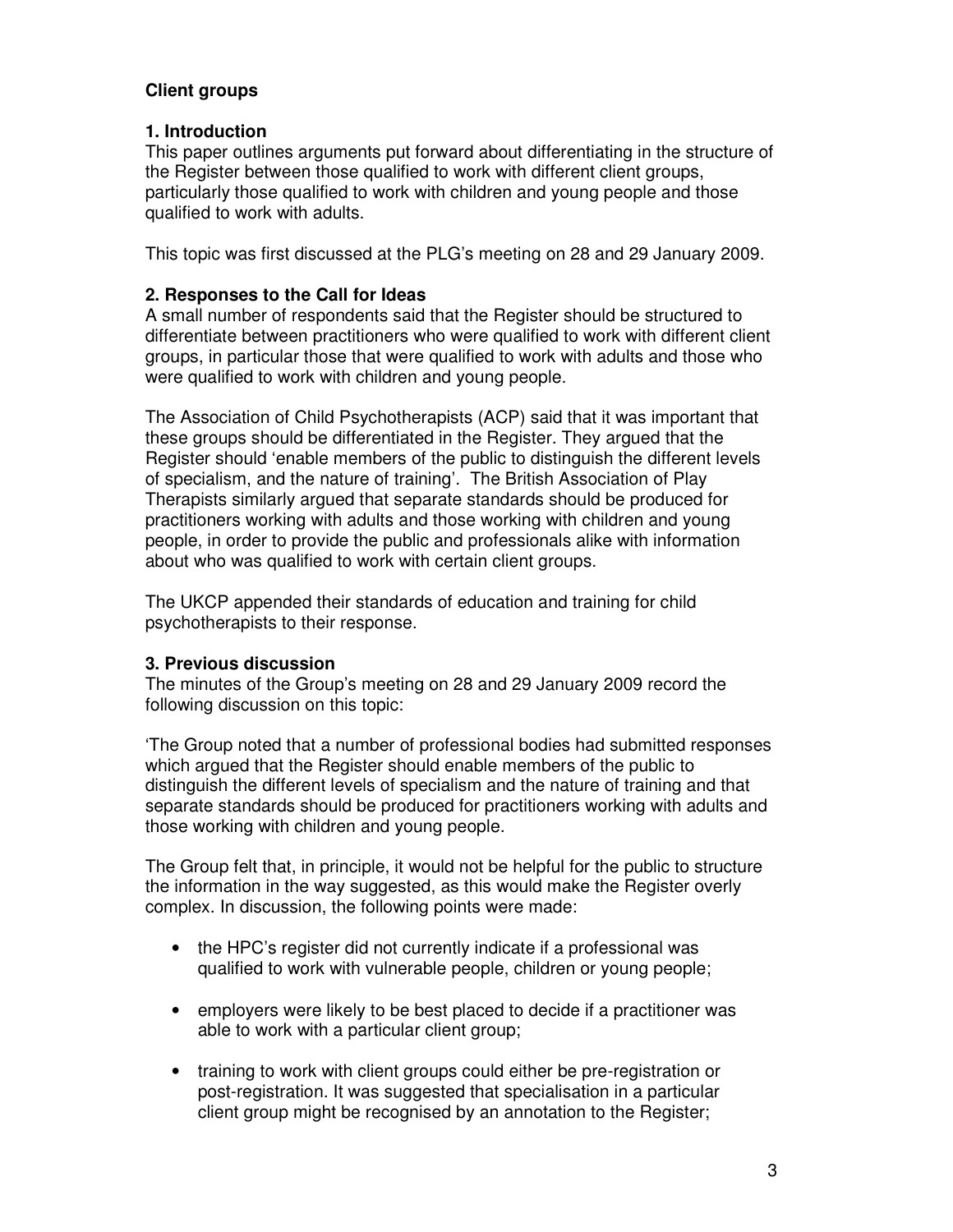## Client groups

### 1. Introduction

This paper outlines arguments put forward about differentiating in the structure of the Register between those qualified to work with different client groups, particularly those qualified to work with children and young people and those qualified to work with adults.

This topic was first discussed at the PLG's meeting on 28 and 29 January 2009.

### 2. Responses to the Call for Ideas

A small number of respondents said that the Register should be structured to differentiate between practitioners who were qualified to work with different client groups, in particular those that were qualified to work with adults and those who were qualified to work with children and young people.

The Association of Child Psychotherapists (ACP) said that it was important that these groups should be differentiated in the Register. They argued that the Register should 'enable members of the public to distinguish the different levels of specialism, and the nature of training'. The British Association of Play Therapists similarly argued that separate standards should be produced for practitioners working with adults and those working with children and young people, in order to provide the public and professionals alike with information about who was qualified to work with certain client groups.

The UKCP appended their standards of education and training for child psychotherapists to their response.

### 3. Previous discussion

The minutes of the Group's meeting on 28 and 29 January 2009 record the following discussion on this topic:

'The Group noted that a number of professional bodies had submitted responses which argued that the Register should enable members of the public to distinguish the different levels of specialism and the nature of training and that separate standards should be produced for practitioners working with adults and those working with children and young people.

The Group felt that, in principle, it would not be helpful for the public to structure the information in the way suggested, as this would make the Register overly complex. In discussion, the following points were made:

- the HPC's register did not currently indicate if a professional was qualified to work with vulnerable people, children or young people;
- employers were likely to be best placed to decide if a practitioner was able to work with a particular client group;
- training to work with client groups could either be pre-registration or post-registration. It was suggested that specialisation in a particular client group might be recognised by an annotation to the Register;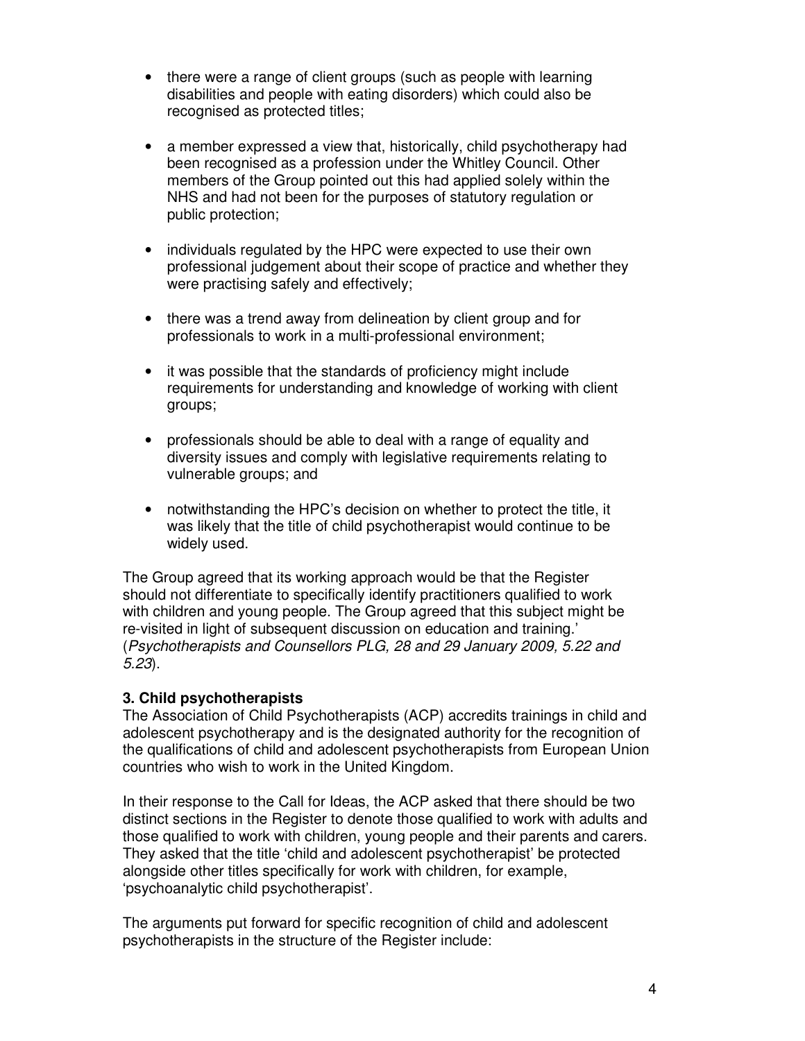- there were a range of client groups (such as people with learning disabilities and people with eating disorders) which could also be recognised as protected titles;

- a member expressed a view that, historically, child psychotherapy had been recognised as a profession under the Whitley Council. Other members of the Group pointed out this had applied solely within the NHS and had not been for the purposes of statutory regulation or public protection;

- individuals regulated by the HPC were expected to use their own professional judgement about their scope of practice and whether they were practising safely and effectively;

- there was a trend away from delineation by client group and for professionals to work in a multi-professional environment;

- it was possible that the standards of proficiency might include requirements for understanding and knowledge of working with client groups;

- professionals should be able to deal with a range of equality and diversity issues and comply with legislative requirements relating to vulnerable groups; and

- notwithstanding the HPC's decision on whether to protect the title, it was likely that the title of child psychotherapist would continue to be widely used.

The Group agreed that its working approach would be that the Register should not differentiate to specifically identify practitioners qualified to work with children and young people. The Group agreed that this subject might be re-visited in light of subsequent discussion on education and training.' (*Psychotherapists and Counsellors PLG, 28 and 29 January 2009, 5.22 and 5.23*).

**3. Child psychotherapists**

The Association of Child Psychotherapists (ACP) accredits trainings in child and adolescent psychotherapy and is the designated authority for the recognition of the qualifications of child and adolescent psychotherapists from European Union countries who wish to work in the United Kingdom.

In their response to the Call for Ideas, the ACP asked that there should be two distinct sections in the Register to denote those qualified to work with adults and those qualified to work with children, young people and their parents and carers. They asked that the title 'child and adolescent psychotherapist' be protected alongside other titles specifically for work with children, for example, 'psychoanalytic child psychotherapist'.

The arguments put forward for specific recognition of child and adolescent psychotherapists in the structure of the Register include: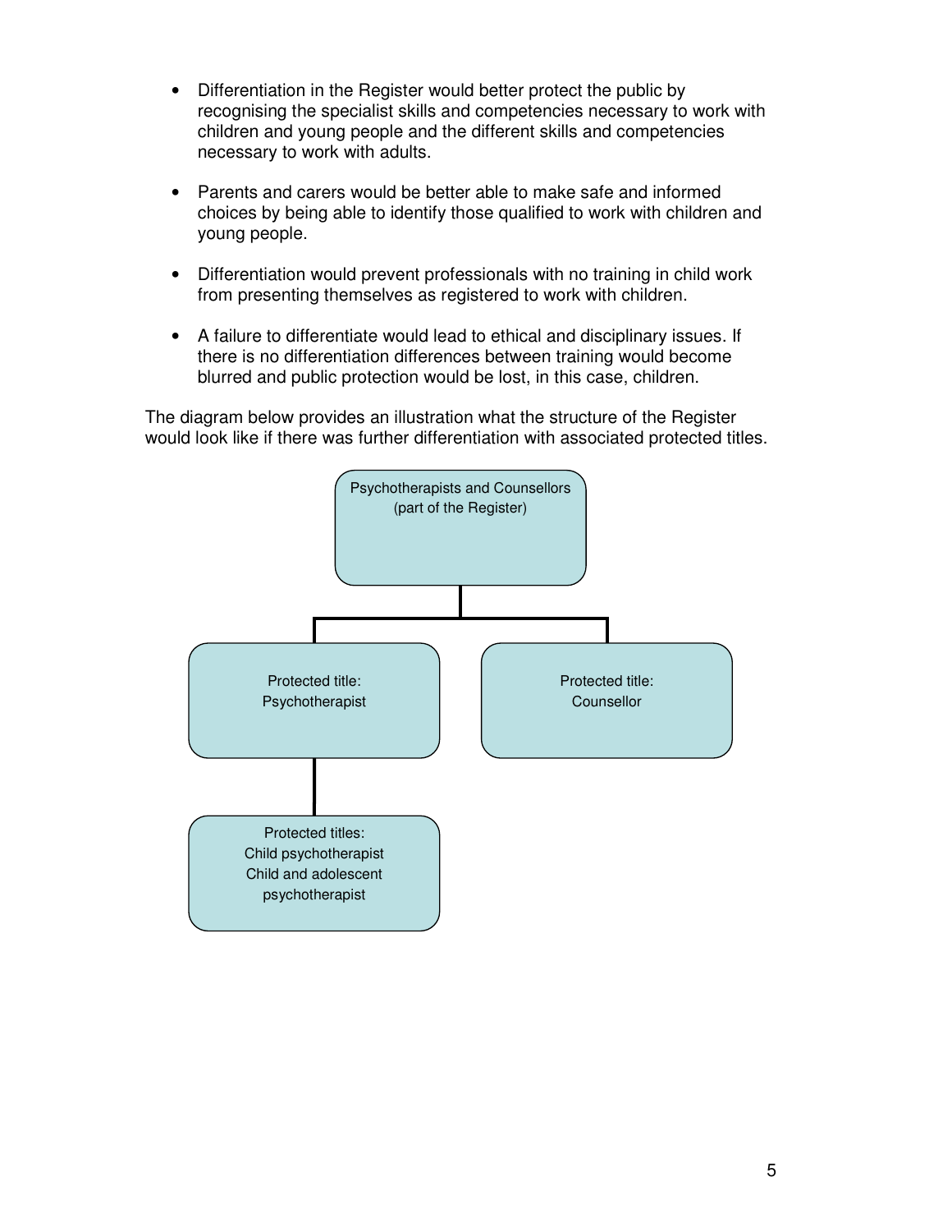- Differentiation in the Register would better protect the public by recognising the specialist skills and competencies necessary to work with children and young people and the different skills and competencies necessary to work with adults.

- Parents and carers would be better able to make safe and informed choices by being able to identify those qualified to work with children and young people.

- Differentiation would prevent professionals with no training in child work from presenting themselves as registered to work with children.

- A failure to differentiate would lead to ethical and disciplinary issues. If there is no differentiation differences between training would become blurred and public protection would be lost, in this case, children.

The diagram below provides an illustration what the structure of the Register would look like if there was further differentiation with associated protected titles.

Psychotherapists and Counsellors (part of the Register)

- Protected title: Psychotherapist
  - Protected titles: Child psychotherapist, Child and adolescent psychotherapist
- Protected title: Counsellor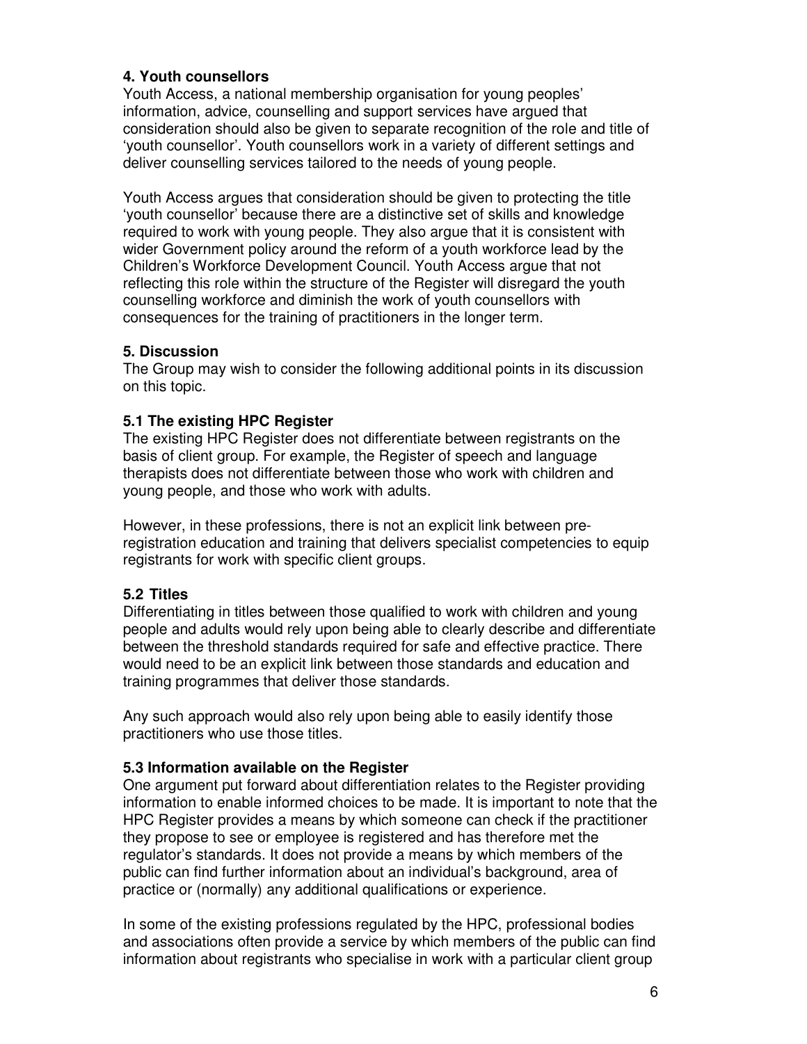### 4. Youth counsellors

Youth Access, a national membership organisation for young peoples' information, advice, counselling and support services have argued that consideration should also be given to separate recognition of the role and title of 'youth counsellor'. Youth counsellors work in a variety of different settings and deliver counselling services tailored to the needs of young people.

Youth Access argues that consideration should be given to protecting the title 'youth counsellor' because there are a distinctive set of skills and knowledge required to work with young people. They also argue that it is consistent with wider Government policy around the reform of a youth workforce lead by the Children's Workforce Development Council. Youth Access argue that not reflecting this role within the structure of the Register will disregard the youth counselling workforce and diminish the work of youth counsellors with consequences for the training of practitioners in the longer term.

### 5. Discussion

The Group may wish to consider the following additional points in its discussion on this topic.

#### 5.1 The existing HPC Register

The existing HPC Register does not differentiate between registrants on the basis of client group. For example, the Register of speech and language therapists does not differentiate between those who work with children and young people, and those who work with adults.

However, in these professions, there is not an explicit link between pre-registration education and training that delivers specialist competencies to equip registrants for work with specific client groups.

#### 5.2 Titles

Differentiating in titles between those qualified to work with children and young people and adults would rely upon being able to clearly describe and differentiate between the threshold standards required for safe and effective practice. There would need to be an explicit link between those standards and education and training programmes that deliver those standards.

Any such approach would also rely upon being able to easily identify those practitioners who use those titles.

#### 5.3 Information available on the Register

One argument put forward about differentiation relates to the Register providing information to enable informed choices to be made. It is important to note that the HPC Register provides a means by which someone can check if the practitioner they propose to see or employee is registered and has therefore met the regulator's standards. It does not provide a means by which members of the public can find further information about an individual's background, area of practice or (normally) any additional qualifications or experience.

In some of the existing professions regulated by the HPC, professional bodies and associations often provide a service by which members of the public can find information about registrants who specialise in work with a particular client group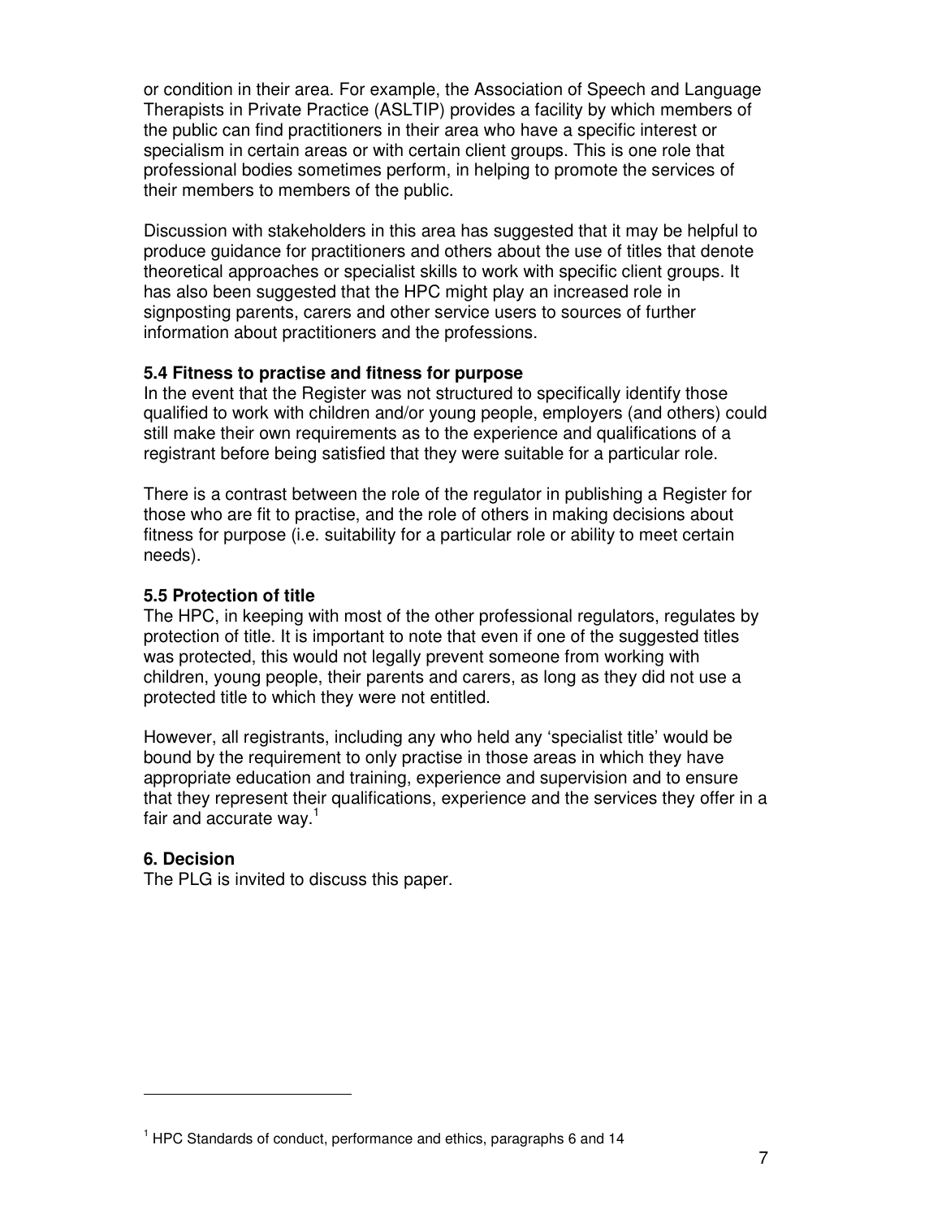or condition in their area. For example, the Association of Speech and Language Therapists in Private Practice (ASLTIP) provides a facility by which members of the public can find practitioners in their area who have a specific interest or specialism in certain areas or with certain client groups. This is one role that professional bodies sometimes perform, in helping to promote the services of their members to members of the public.

Discussion with stakeholders in this area has suggested that it may be helpful to produce guidance for practitioners and others about the use of titles that denote theoretical approaches or specialist skills to work with specific client groups. It has also been suggested that the HPC might play an increased role in signposting parents, carers and other service users to sources of further information about practitioners and the professions.

### 5.4 Fitness to practise and fitness for purpose

In the event that the Register was not structured to specifically identify those qualified to work with children and/or young people, employers (and others) could still make their own requirements as to the experience and qualifications of a registrant before being satisfied that they were suitable for a particular role.

There is a contrast between the role of the regulator in publishing a Register for those who are fit to practise, and the role of others in making decisions about fitness for purpose (i.e. suitability for a particular role or ability to meet certain needs).

### 5.5 Protection of title

The HPC, in keeping with most of the other professional regulators, regulates by protection of title. It is important to note that even if one of the suggested titles was protected, this would not legally prevent someone from working with children, young people, their parents and carers, as long as they did not use a protected title to which they were not entitled.

However, all registrants, including any who held any 'specialist title' would be bound by the requirement to only practise in those areas in which they have appropriate education and training, experience and supervision and to ensure that they represent their qualifications, experience and the services they offer in a fair and accurate way.[1]

## 6. Decision

The PLG is invited to discuss this paper.

---

[1] HPC Standards of conduct, performance and ethics, paragraphs 6 and 14